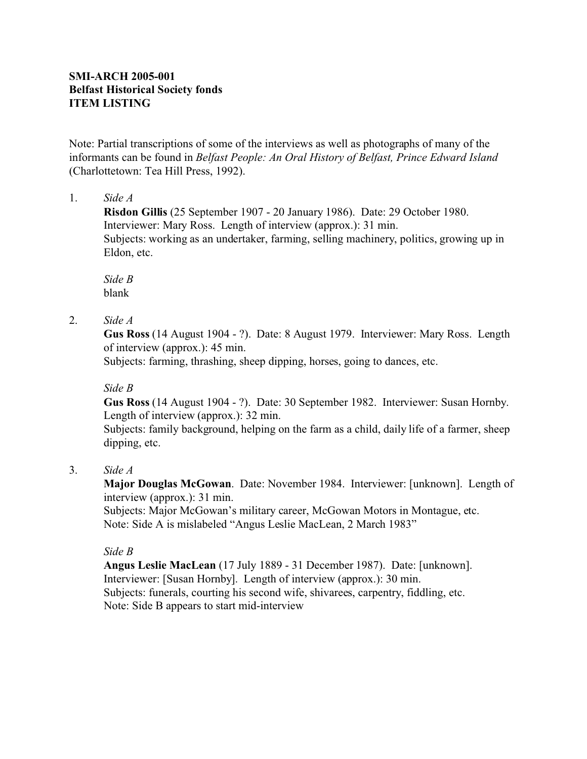**SMI-ARCH 2005-001**
**Belfast Historical Society fonds**
**ITEM LISTING**

Note: Partial transcriptions of some of the interviews as well as photographs of many of the informants can be found in *Belfast People: An Oral History of Belfast, Prince Edward Island* (Charlottetown: Tea Hill Press, 1992).

1. *Side A*
   **Risdon Gillis** (25 September 1907 - 20 January 1986). Date: 29 October 1980. Interviewer: Mary Ross. Length of interview (approx.): 31 min.
   Subjects: working as an undertaker, farming, selling machinery, politics, growing up in Eldon, etc.

   *Side B*
   blank

2. *Side A*
   **Gus Ross** (14 August 1904 - ?). Date: 8 August 1979. Interviewer: Mary Ross. Length of interview (approx.): 45 min.
   Subjects: farming, thrashing, sheep dipping, horses, going to dances, etc.

   *Side B*
   **Gus Ross** (14 August 1904 - ?). Date: 30 September 1982. Interviewer: Susan Hornby. Length of interview (approx.): 32 min.
   Subjects: family background, helping on the farm as a child, daily life of a farmer, sheep dipping, etc.

3. *Side A*
   **Major Douglas McGowan**. Date: November 1984. Interviewer: [unknown]. Length of interview (approx.): 31 min.
   Subjects: Major McGowan's military career, McGowan Motors in Montague, etc.
   Note: Side A is mislabeled "Angus Leslie MacLean, 2 March 1983"

   *Side B*
   **Angus Leslie MacLean** (17 July 1889 - 31 December 1987). Date: [unknown]. Interviewer: [Susan Hornby]. Length of interview (approx.): 30 min.
   Subjects: funerals, courting his second wife, shivarees, carpentry, fiddling, etc.
   Note: Side B appears to start mid-interview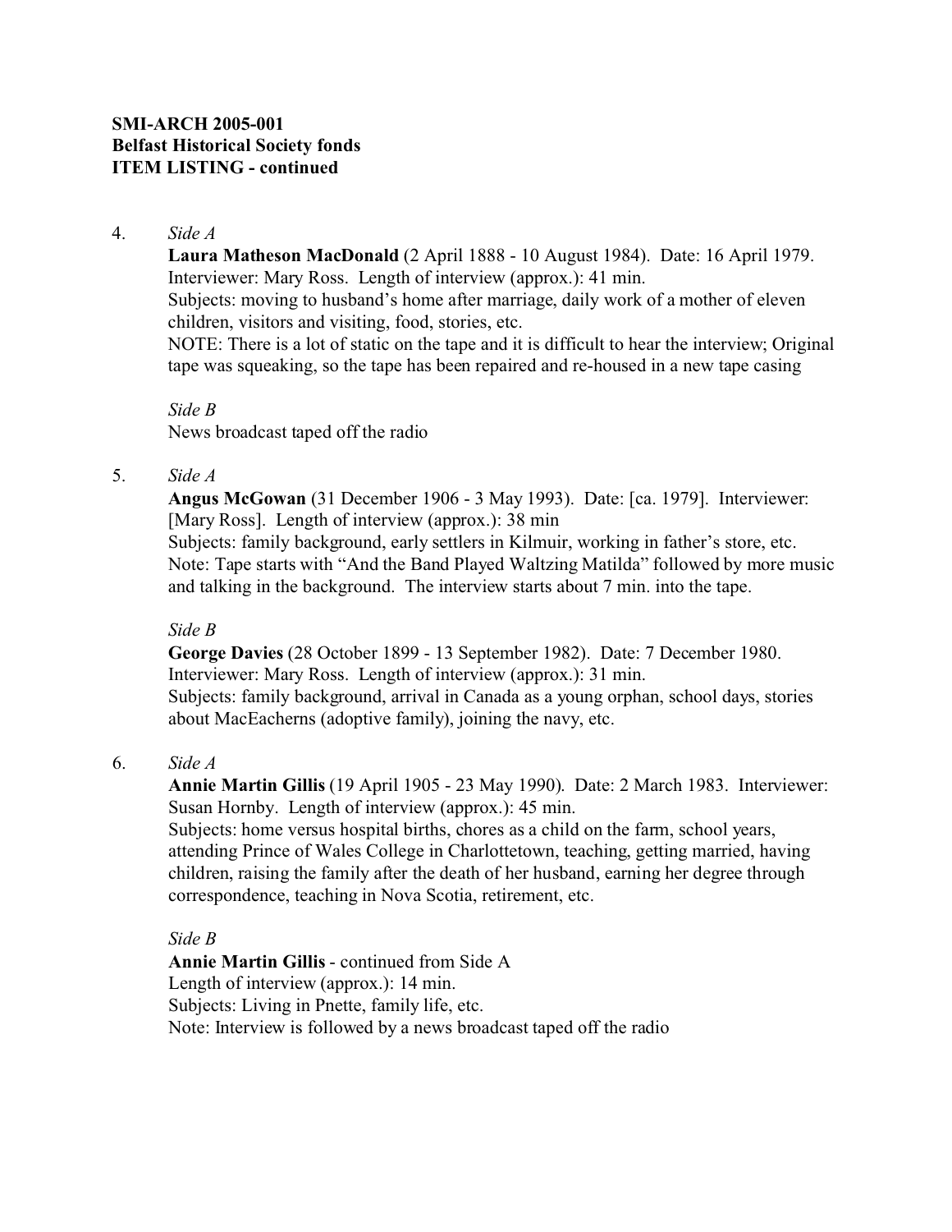**SMI-ARCH 2005-001**
**Belfast Historical Society fonds**
**ITEM LISTING - continued**

4. *Side A*

   **Laura Matheson MacDonald** (2 April 1888 - 10 August 1984). Date: 16 April 1979. Interviewer: Mary Ross. Length of interview (approx.): 41 min.
   Subjects: moving to husband's home after marriage, daily work of a mother of eleven children, visitors and visiting, food, stories, etc.
   NOTE: There is a lot of static on the tape and it is difficult to hear the interview; Original tape was squeaking, so the tape has been repaired and re-housed in a new tape casing

   *Side B*

   News broadcast taped off the radio

5. *Side A*

   **Angus McGowan** (31 December 1906 - 3 May 1993). Date: [ca. 1979]. Interviewer: [Mary Ross]. Length of interview (approx.): 38 min
   Subjects: family background, early settlers in Kilmuir, working in father's store, etc.
   Note: Tape starts with "And the Band Played Waltzing Matilda" followed by more music and talking in the background. The interview starts about 7 min. into the tape.

   *Side B*

   **George Davies** (28 October 1899 - 13 September 1982). Date: 7 December 1980. Interviewer: Mary Ross. Length of interview (approx.): 31 min.
   Subjects: family background, arrival in Canada as a young orphan, school days, stories about MacEacherns (adoptive family), joining the navy, etc.

6. *Side A*

   **Annie Martin Gillis** (19 April 1905 - 23 May 1990). Date: 2 March 1983. Interviewer: Susan Hornby. Length of interview (approx.): 45 min.
   Subjects: home versus hospital births, chores as a child on the farm, school years, attending Prince of Wales College in Charlottetown, teaching, getting married, having children, raising the family after the death of her husband, earning her degree through correspondence, teaching in Nova Scotia, retirement, etc.

   *Side B*

   **Annie Martin Gillis** - continued from Side A
   Length of interview (approx.): 14 min.
   Subjects: Living in Pnette, family life, etc.
   Note: Interview is followed by a news broadcast taped off the radio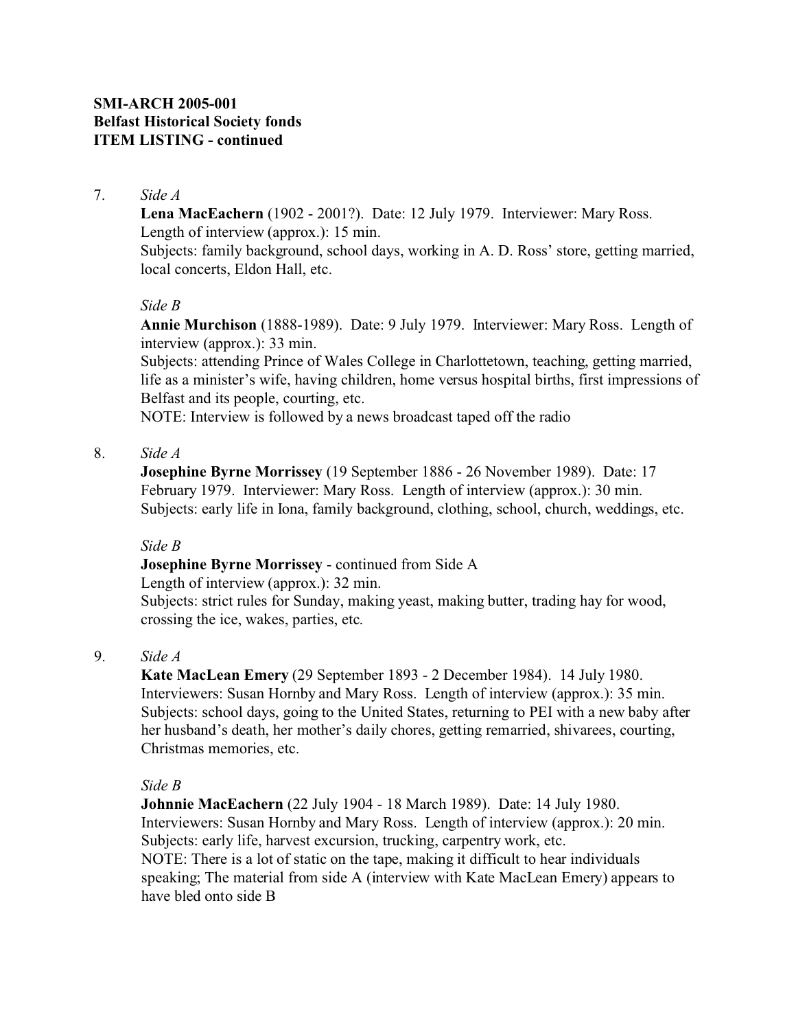**SMI-ARCH 2005-001**
**Belfast Historical Society fonds**
**ITEM LISTING - continued**

7. *Side A*

   **Lena MacEachern** (1902 - 2001?). Date: 12 July 1979. Interviewer: Mary Ross. Length of interview (approx.): 15 min.
   Subjects: family background, school days, working in A. D. Ross' store, getting married, local concerts, Eldon Hall, etc.

   *Side B*

   **Annie Murchison** (1888-1989). Date: 9 July 1979. Interviewer: Mary Ross. Length of interview (approx.): 33 min.
   Subjects: attending Prince of Wales College in Charlottetown, teaching, getting married, life as a minister's wife, having children, home versus hospital births, first impressions of Belfast and its people, courting, etc.
   NOTE: Interview is followed by a news broadcast taped off the radio

8. *Side A*

   **Josephine Byrne Morrissey** (19 September 1886 - 26 November 1989). Date: 17 February 1979. Interviewer: Mary Ross. Length of interview (approx.): 30 min.
   Subjects: early life in Iona, family background, clothing, school, church, weddings, etc.

   *Side B*

   **Josephine Byrne Morrissey** - continued from Side A
   Length of interview (approx.): 32 min.
   Subjects: strict rules for Sunday, making yeast, making butter, trading hay for wood, crossing the ice, wakes, parties, etc.

9. *Side A*

   **Kate MacLean Emery** (29 September 1893 - 2 December 1984). 14 July 1980. Interviewers: Susan Hornby and Mary Ross. Length of interview (approx.): 35 min.
   Subjects: school days, going to the United States, returning to PEI with a new baby after her husband's death, her mother's daily chores, getting remarried, shivarees, courting, Christmas memories, etc.

   *Side B*

   **Johnnie MacEachern** (22 July 1904 - 18 March 1989). Date: 14 July 1980. Interviewers: Susan Hornby and Mary Ross. Length of interview (approx.): 20 min.
   Subjects: early life, harvest excursion, trucking, carpentry work, etc.
   NOTE: There is a lot of static on the tape, making it difficult to hear individuals speaking; The material from side A (interview with Kate MacLean Emery) appears to have bled onto side B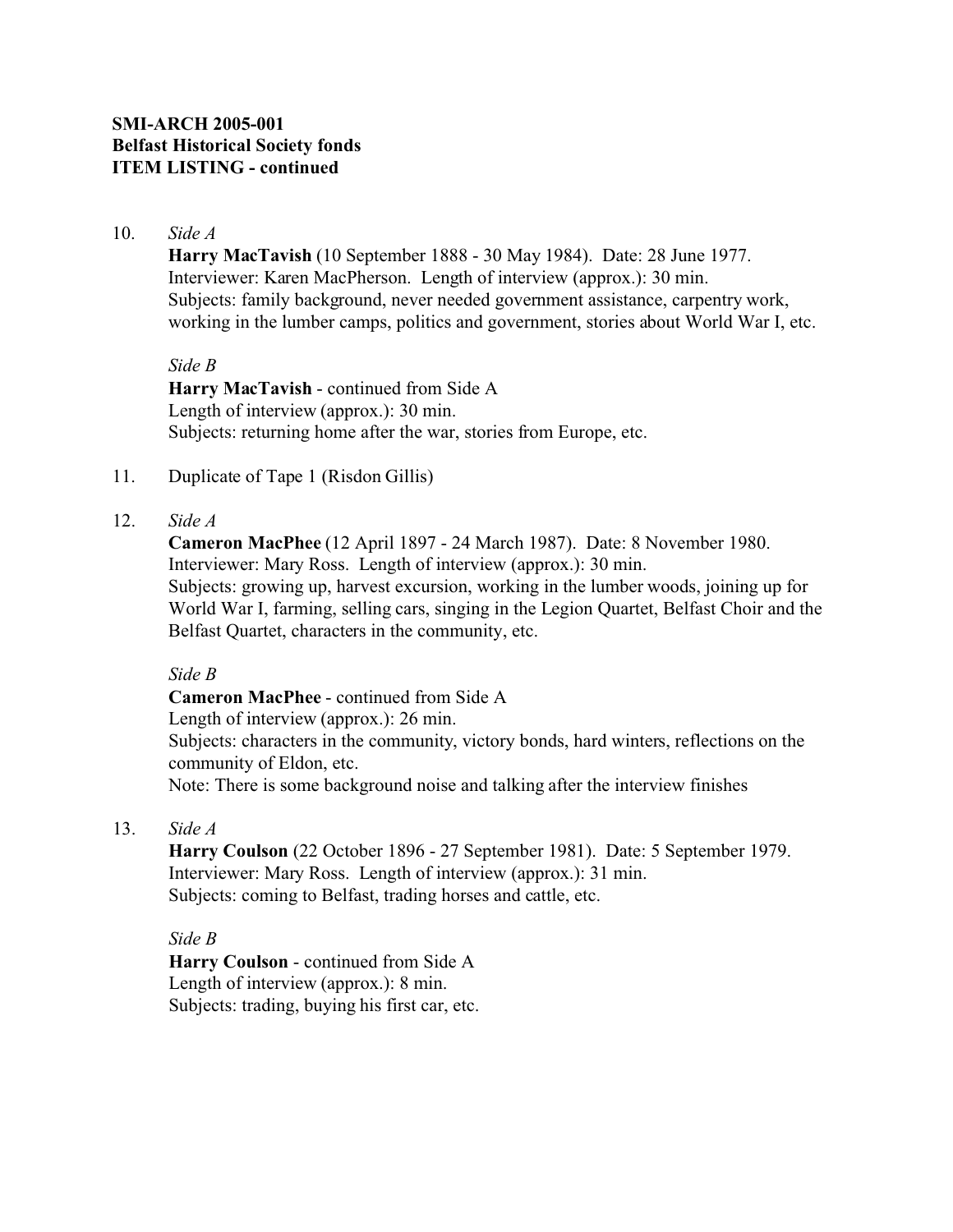**SMI-ARCH 2005-001**
**Belfast Historical Society fonds**
**ITEM LISTING - continued**

10. *Side A*
    **Harry MacTavish** (10 September 1888 - 30 May 1984). Date: 28 June 1977.
    Interviewer: Karen MacPherson. Length of interview (approx.): 30 min.
    Subjects: family background, never needed government assistance, carpentry work, working in the lumber camps, politics and government, stories about World War I, etc.

    *Side B*
    **Harry MacTavish** - continued from Side A
    Length of interview (approx.): 30 min.
    Subjects: returning home after the war, stories from Europe, etc.

11. Duplicate of Tape 1 (Risdon Gillis)

12. *Side A*
    **Cameron MacPhee** (12 April 1897 - 24 March 1987). Date: 8 November 1980.
    Interviewer: Mary Ross. Length of interview (approx.): 30 min.
    Subjects: growing up, harvest excursion, working in the lumber woods, joining up for World War I, farming, selling cars, singing in the Legion Quartet, Belfast Choir and the Belfast Quartet, characters in the community, etc.

    *Side B*
    **Cameron MacPhee** - continued from Side A
    Length of interview (approx.): 26 min.
    Subjects: characters in the community, victory bonds, hard winters, reflections on the community of Eldon, etc.
    Note: There is some background noise and talking after the interview finishes

13. *Side A*
    **Harry Coulson** (22 October 1896 - 27 September 1981). Date: 5 September 1979.
    Interviewer: Mary Ross. Length of interview (approx.): 31 min.
    Subjects: coming to Belfast, trading horses and cattle, etc.

    *Side B*
    **Harry Coulson** - continued from Side A
    Length of interview (approx.): 8 min.
    Subjects: trading, buying his first car, etc.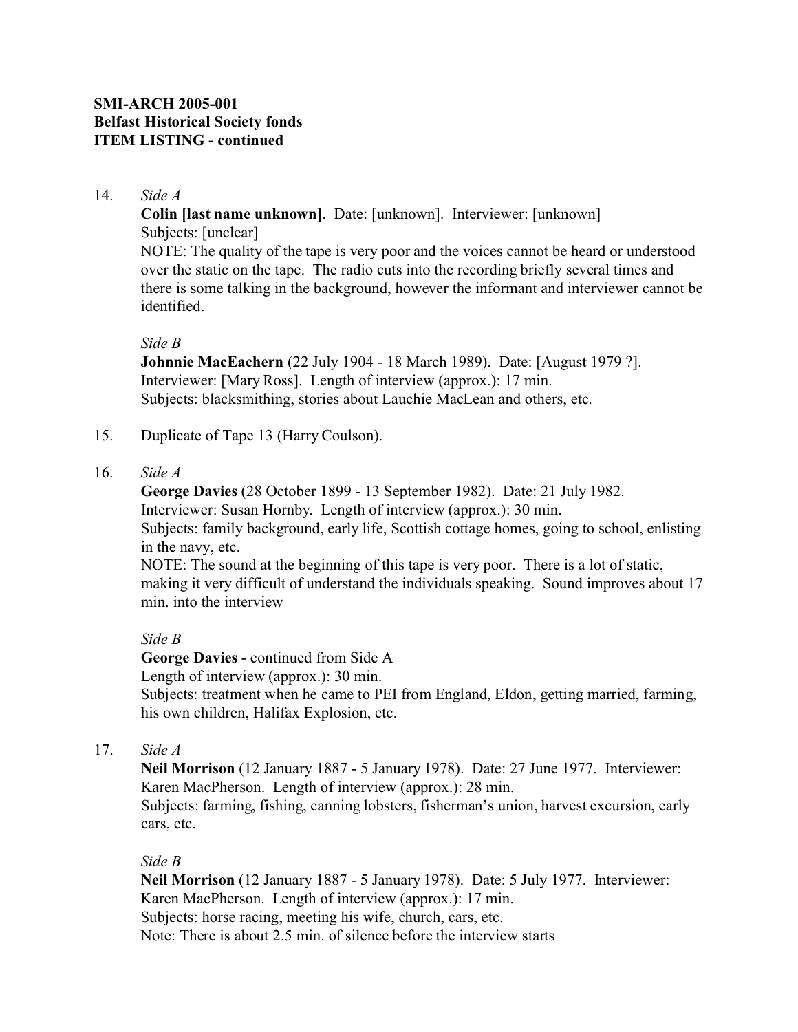**SMI-ARCH 2005-001**
**Belfast Historical Society fonds**
**ITEM LISTING - continued**

14. *Side A*
    **Colin [last name unknown]**. Date: [unknown]. Interviewer: [unknown]
    Subjects: [unclear]
    NOTE: The quality of the tape is very poor and the voices cannot be heard or understood over the static on the tape. The radio cuts into the recording briefly several times and there is some talking in the background, however the informant and interviewer cannot be identified.

    *Side B*
    **Johnnie MacEachern** (22 July 1904 - 18 March 1989). Date: [August 1979 ?].
    Interviewer: [Mary Ross]. Length of interview (approx.): 17 min.
    Subjects: blacksmithing, stories about Lauchie MacLean and others, etc.

15. Duplicate of Tape 13 (Harry Coulson).

16. *Side A*
    **George Davies** (28 October 1899 - 13 September 1982). Date: 21 July 1982.
    Interviewer: Susan Hornby. Length of interview (approx.): 30 min.
    Subjects: family background, early life, Scottish cottage homes, going to school, enlisting in the navy, etc.
    NOTE: The sound at the beginning of this tape is very poor. There is a lot of static, making it very difficult of understand the individuals speaking. Sound improves about 17 min. into the interview

    *Side B*
    **George Davies** - continued from Side A
    Length of interview (approx.): 30 min.
    Subjects: treatment when he came to PEI from England, Eldon, getting married, farming, his own children, Halifax Explosion, etc.

17. *Side A*
    **Neil Morrison** (12 January 1887 - 5 January 1978). Date: 27 June 1977. Interviewer: Karen MacPherson. Length of interview (approx.): 28 min.
    Subjects: farming, fishing, canning lobsters, fisherman's union, harvest excursion, early cars, etc.

    *Side B*
    **Neil Morrison** (12 January 1887 - 5 January 1978). Date: 5 July 1977. Interviewer: Karen MacPherson. Length of interview (approx.): 17 min.
    Subjects: horse racing, meeting his wife, church, cars, etc.
    Note: There is about 2.5 min. of silence before the interview starts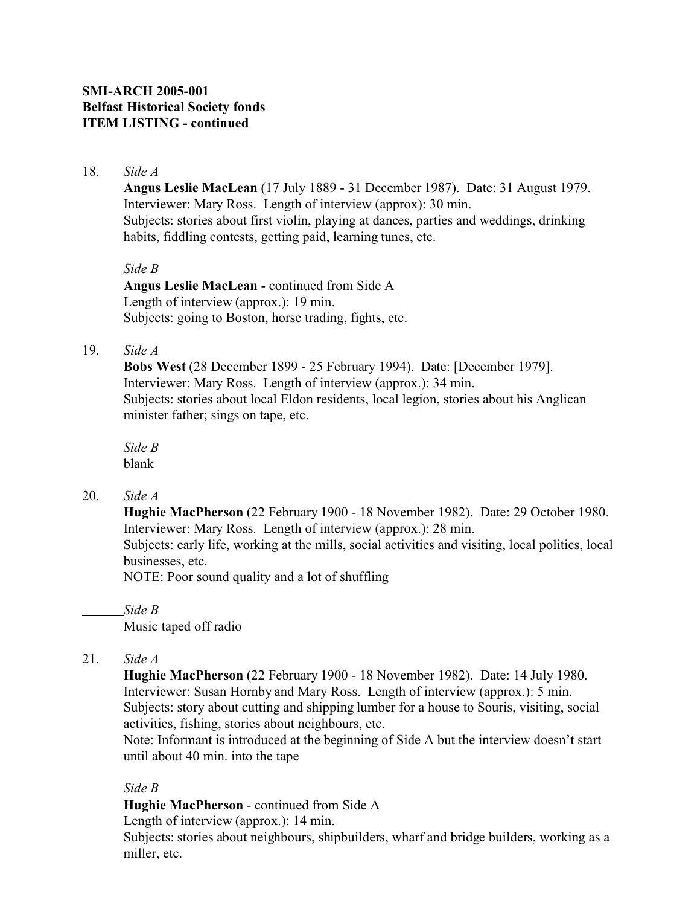**SMI-ARCH 2005-001**
**Belfast Historical Society fonds**
**ITEM LISTING - continued**

18. *Side A*

    **Angus Leslie MacLean** (17 July 1889 - 31 December 1987). Date: 31 August 1979.
    Interviewer: Mary Ross. Length of interview (approx): 30 min.
    Subjects: stories about first violin, playing at dances, parties and weddings, drinking habits, fiddling contests, getting paid, learning tunes, etc.

    *Side B*

    **Angus Leslie MacLean** - continued from Side A
    Length of interview (approx.): 19 min.
    Subjects: going to Boston, horse trading, fights, etc.

19. *Side A*

    **Bobs West** (28 December 1899 - 25 February 1994). Date: [December 1979].
    Interviewer: Mary Ross. Length of interview (approx.): 34 min.
    Subjects: stories about local Eldon residents, local legion, stories about his Anglican minister father; sings on tape, etc.

    *Side B*
    blank

20. *Side A*

    **Hughie MacPherson** (22 February 1900 - 18 November 1982). Date: 29 October 1980.
    Interviewer: Mary Ross. Length of interview (approx.): 28 min.
    Subjects: early life, working at the mills, social activities and visiting, local politics, local businesses, etc.
    NOTE: Poor sound quality and a lot of shuffling

    *Side B*
    Music taped off radio

21. *Side A*

    **Hughie MacPherson** (22 February 1900 - 18 November 1982). Date: 14 July 1980.
    Interviewer: Susan Hornby and Mary Ross. Length of interview (approx.): 5 min.
    Subjects: story about cutting and shipping lumber for a house to Souris, visiting, social activities, fishing, stories about neighbours, etc.
    Note: Informant is introduced at the beginning of Side A but the interview doesn't start until about 40 min. into the tape

    *Side B*

    **Hughie MacPherson** - continued from Side A
    Length of interview (approx.): 14 min.
    Subjects: stories about neighbours, shipbuilders, wharf and bridge builders, working as a miller, etc.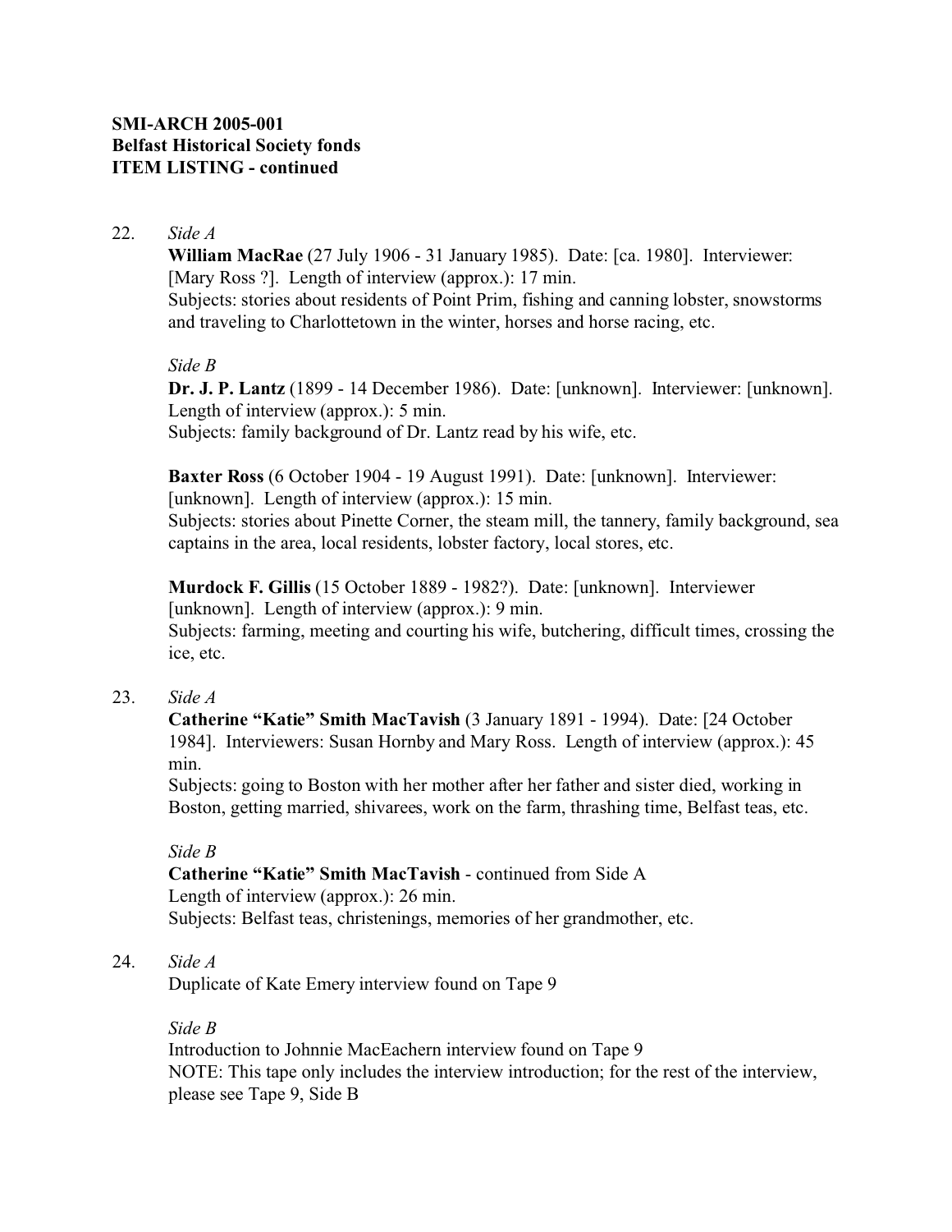**SMI-ARCH 2005-001**
**Belfast Historical Society fonds**
**ITEM LISTING - continued**

22. *Side A*
    **William MacRae** (27 July 1906 - 31 January 1985). Date: [ca. 1980]. Interviewer: [Mary Ross ?]. Length of interview (approx.): 17 min.
    Subjects: stories about residents of Point Prim, fishing and canning lobster, snowstorms and traveling to Charlottetown in the winter, horses and horse racing, etc.

    *Side B*
    **Dr. J. P. Lantz** (1899 - 14 December 1986). Date: [unknown]. Interviewer: [unknown]. Length of interview (approx.): 5 min.
    Subjects: family background of Dr. Lantz read by his wife, etc.

    **Baxter Ross** (6 October 1904 - 19 August 1991). Date: [unknown]. Interviewer: [unknown]. Length of interview (approx.): 15 min.
    Subjects: stories about Pinette Corner, the steam mill, the tannery, family background, sea captains in the area, local residents, lobster factory, local stores, etc.

    **Murdock F. Gillis** (15 October 1889 - 1982?). Date: [unknown]. Interviewer [unknown]. Length of interview (approx.): 9 min.
    Subjects: farming, meeting and courting his wife, butchering, difficult times, crossing the ice, etc.

23. *Side A*
    **Catherine "Katie" Smith MacTavish** (3 January 1891 - 1994). Date: [24 October 1984]. Interviewers: Susan Hornby and Mary Ross. Length of interview (approx.): 45 min.
    Subjects: going to Boston with her mother after her father and sister died, working in Boston, getting married, shivarees, work on the farm, thrashing time, Belfast teas, etc.

    *Side B*
    **Catherine "Katie" Smith MacTavish** - continued from Side A
    Length of interview (approx.): 26 min.
    Subjects: Belfast teas, christenings, memories of her grandmother, etc.

24. *Side A*
    Duplicate of Kate Emery interview found on Tape 9

    *Side B*
    Introduction to Johnnie MacEachern interview found on Tape 9
    NOTE: This tape only includes the interview introduction; for the rest of the interview, please see Tape 9, Side B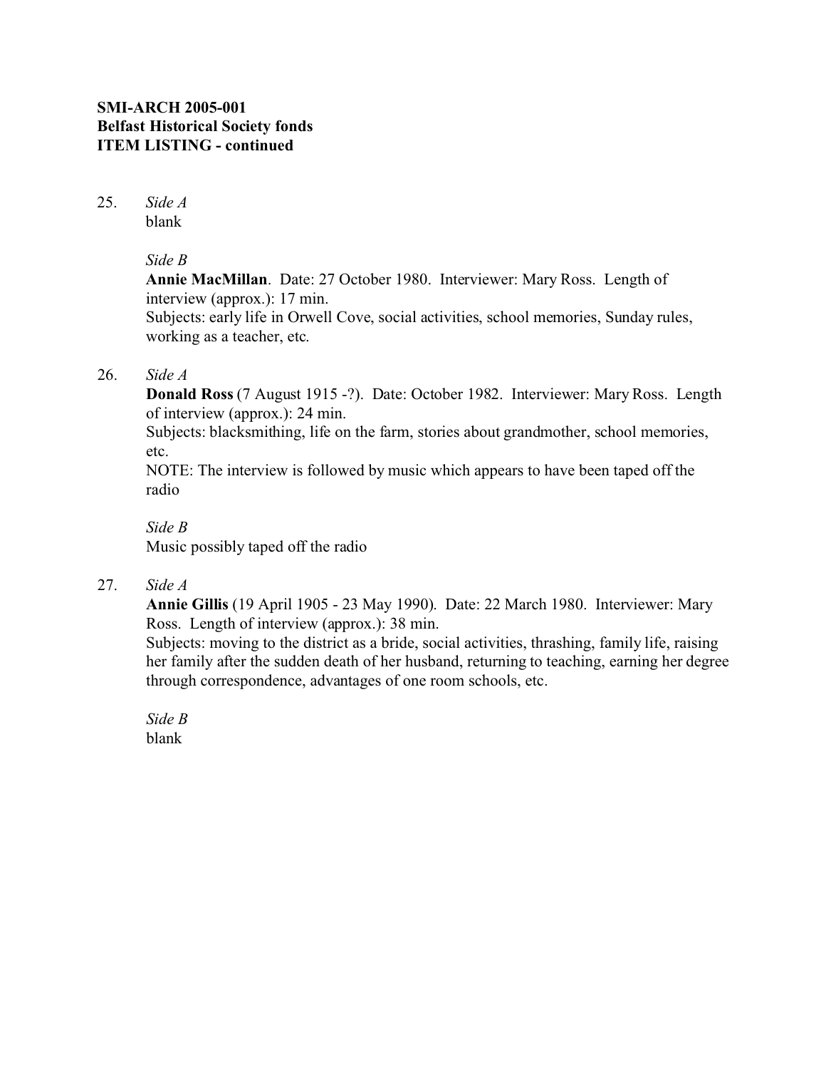**SMI-ARCH 2005-001**
**Belfast Historical Society fonds**
**ITEM LISTING - continued**

25. *Side A*
    blank

    *Side B*
    **Annie MacMillan**. Date: 27 October 1980. Interviewer: Mary Ross. Length of interview (approx.): 17 min.
    Subjects: early life in Orwell Cove, social activities, school memories, Sunday rules, working as a teacher, etc.

26. *Side A*
    **Donald Ross** (7 August 1915 -?). Date: October 1982. Interviewer: Mary Ross. Length of interview (approx.): 24 min.
    Subjects: blacksmithing, life on the farm, stories about grandmother, school memories, etc.
    NOTE: The interview is followed by music which appears to have been taped off the radio

    *Side B*
    Music possibly taped off the radio

27. *Side A*
    **Annie Gillis** (19 April 1905 - 23 May 1990). Date: 22 March 1980. Interviewer: Mary Ross. Length of interview (approx.): 38 min.
    Subjects: moving to the district as a bride, social activities, thrashing, family life, raising her family after the sudden death of her husband, returning to teaching, earning her degree through correspondence, advantages of one room schools, etc.

    *Side B*
    blank